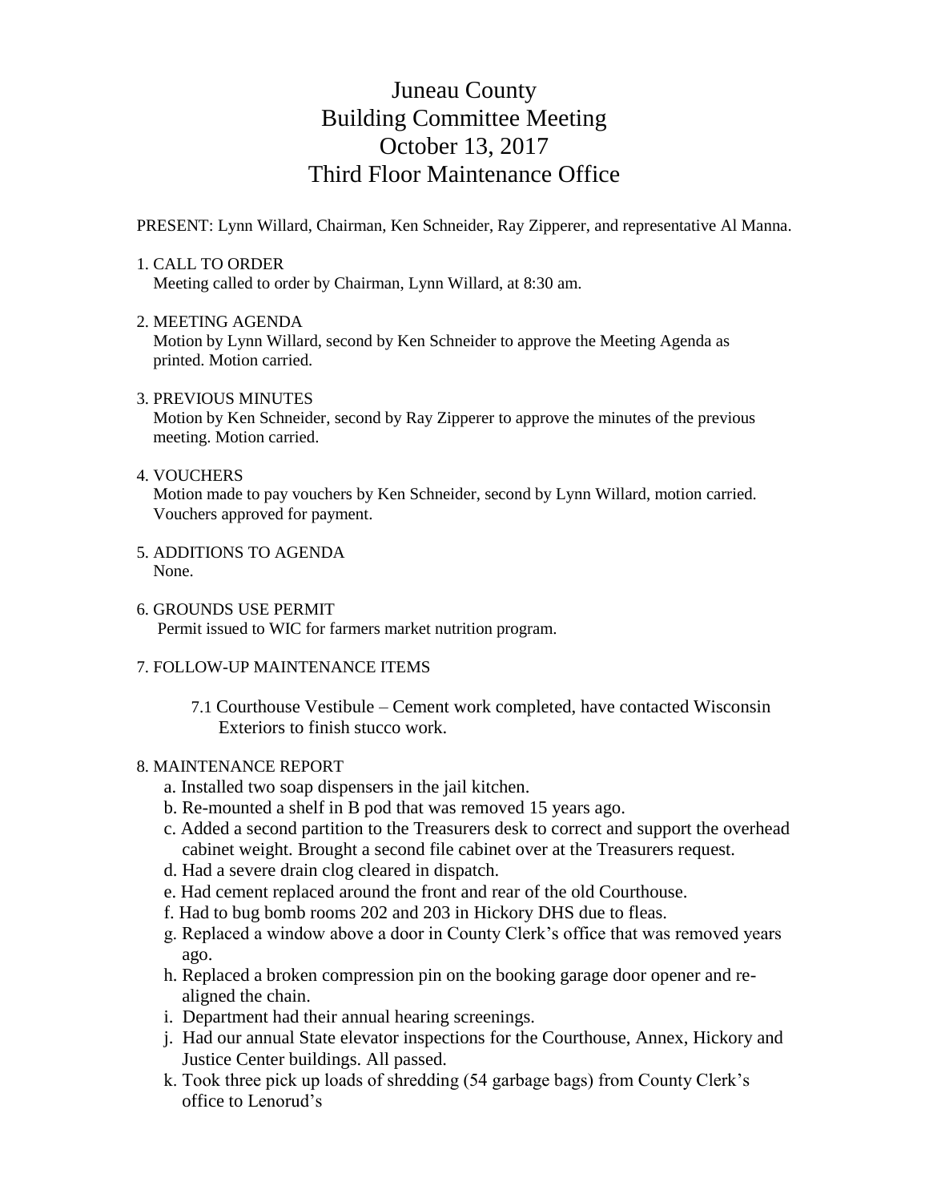# Juneau County
# Building Committee Meeting
# October 13, 2017
# Third Floor Maintenance Office

PRESENT: Lynn Willard, Chairman, Ken Schneider, Ray Zipperer, and representative Al Manna.

1. CALL TO ORDER
   Meeting called to order by Chairman, Lynn Willard, at 8:30 am.

2. MEETING AGENDA
   Motion by Lynn Willard, second by Ken Schneider to approve the Meeting Agenda as printed. Motion carried.

3. PREVIOUS MINUTES
   Motion by Ken Schneider, second by Ray Zipperer to approve the minutes of the previous meeting. Motion carried.

4. VOUCHERS
   Motion made to pay vouchers by Ken Schneider, second by Lynn Willard, motion carried. Vouchers approved for payment.

5. ADDITIONS TO AGENDA
   None.

6. GROUNDS USE PERMIT
   Permit issued to WIC for farmers market nutrition program.

7. FOLLOW-UP MAINTENANCE ITEMS

   7.1 Courthouse Vestibule – Cement work completed, have contacted Wisconsin Exteriors to finish stucco work.

8. MAINTENANCE REPORT
   a. Installed two soap dispensers in the jail kitchen.
   b. Re-mounted a shelf in B pod that was removed 15 years ago.
   c. Added a second partition to the Treasurers desk to correct and support the overhead cabinet weight. Brought a second file cabinet over at the Treasurers request.
   d. Had a severe drain clog cleared in dispatch.
   e. Had cement replaced around the front and rear of the old Courthouse.
   f. Had to bug bomb rooms 202 and 203 in Hickory DHS due to fleas.
   g. Replaced a window above a door in County Clerk's office that was removed years ago.
   h. Replaced a broken compression pin on the booking garage door opener and re-aligned the chain.
   i. Department had their annual hearing screenings.
   j. Had our annual State elevator inspections for the Courthouse, Annex, Hickory and Justice Center buildings. All passed.
   k. Took three pick up loads of shredding (54 garbage bags) from County Clerk's office to Lenorud's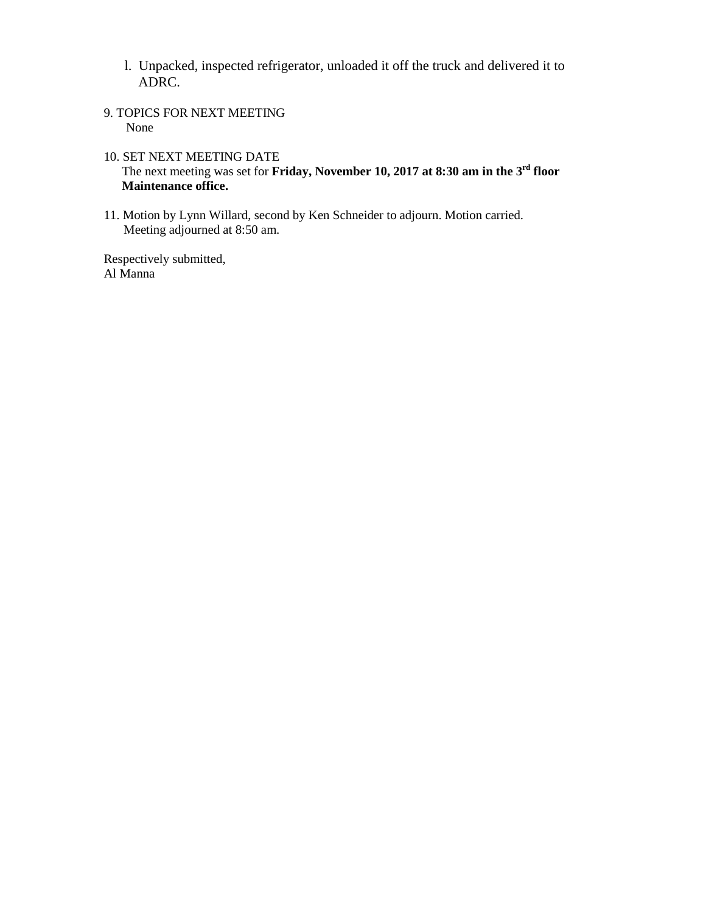l. Unpacked, inspected refrigerator, unloaded it off the truck and delivered it to ADRC.

9. TOPICS FOR NEXT MEETING
   None

10. SET NEXT MEETING DATE
   The next meeting was set for **Friday, November 10, 2017 at 8:30 am in the 3rd floor Maintenance office.**

11. Motion by Lynn Willard, second by Ken Schneider to adjourn. Motion carried.
   Meeting adjourned at 8:50 am.

Respectively submitted,
Al Manna